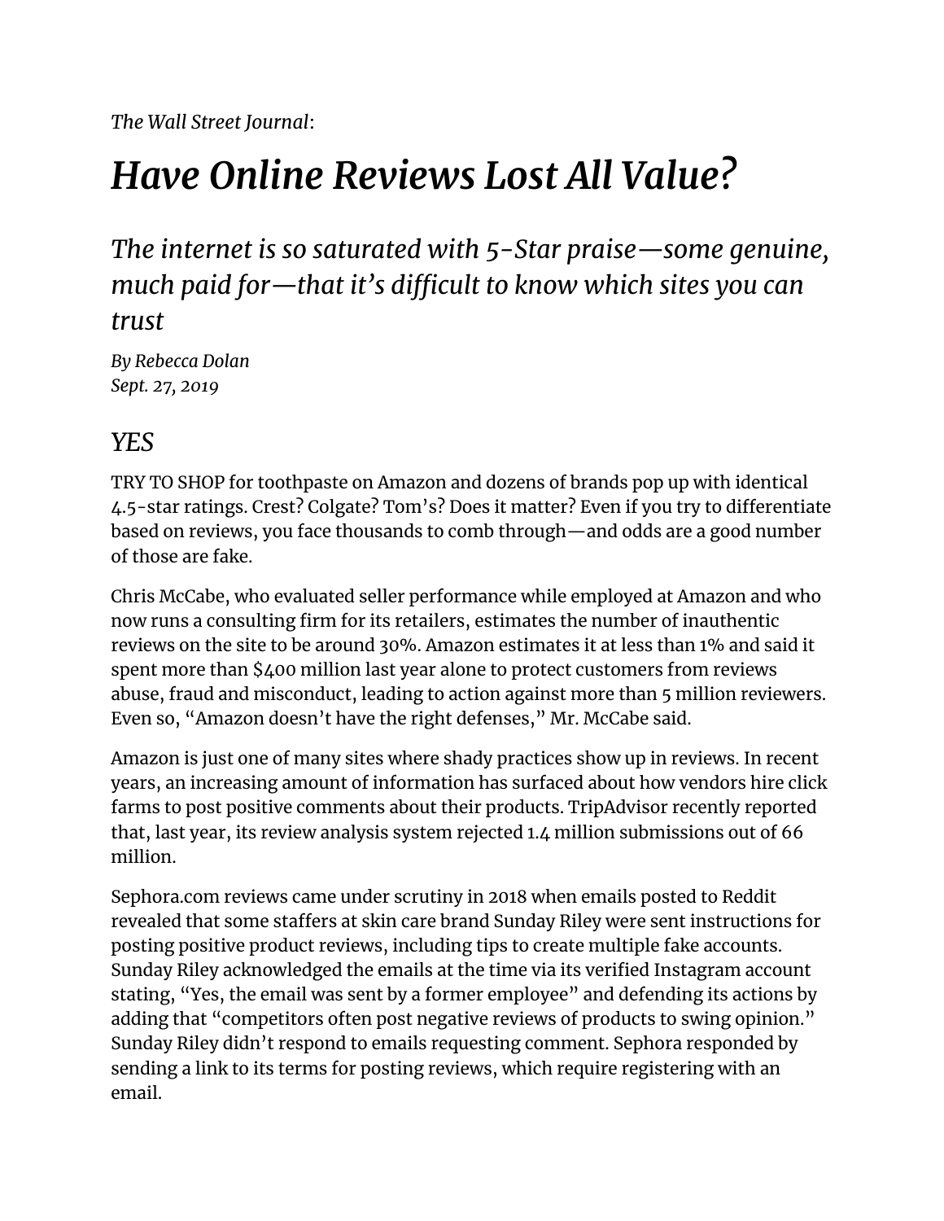*The Wall Street Journal*:

# *Have Online Reviews Lost All Value?*

### *The internet is so saturated with 5-Star praise—some genuine, much paid for—that it's difficult to know which sites you can trust*

*By Rebecca Dolan*
*Sept. 27, 2019*

## *YES*

TRY TO SHOP for toothpaste on Amazon and dozens of brands pop up with identical 4.5-star ratings. Crest? Colgate? Tom's? Does it matter? Even if you try to differentiate based on reviews, you face thousands to comb through—and odds are a good number of those are fake.

Chris McCabe, who evaluated seller performance while employed at Amazon and who now runs a consulting firm for its retailers, estimates the number of inauthentic reviews on the site to be around 30%. Amazon estimates it at less than 1% and said it spent more than $400 million last year alone to protect customers from reviews abuse, fraud and misconduct, leading to action against more than 5 million reviewers. Even so, "Amazon doesn't have the right defenses," Mr. McCabe said.

Amazon is just one of many sites where shady practices show up in reviews. In recent years, an increasing amount of information has surfaced about how vendors hire click farms to post positive comments about their products. TripAdvisor recently reported that, last year, its review analysis system rejected 1.4 million submissions out of 66 million.

Sephora.com reviews came under scrutiny in 2018 when emails posted to Reddit revealed that some staffers at skin care brand Sunday Riley were sent instructions for posting positive product reviews, including tips to create multiple fake accounts. Sunday Riley acknowledged the emails at the time via its verified Instagram account stating, "Yes, the email was sent by a former employee" and defending its actions by adding that "competitors often post negative reviews of products to swing opinion." Sunday Riley didn't respond to emails requesting comment. Sephora responded by sending a link to its terms for posting reviews, which require registering with an email.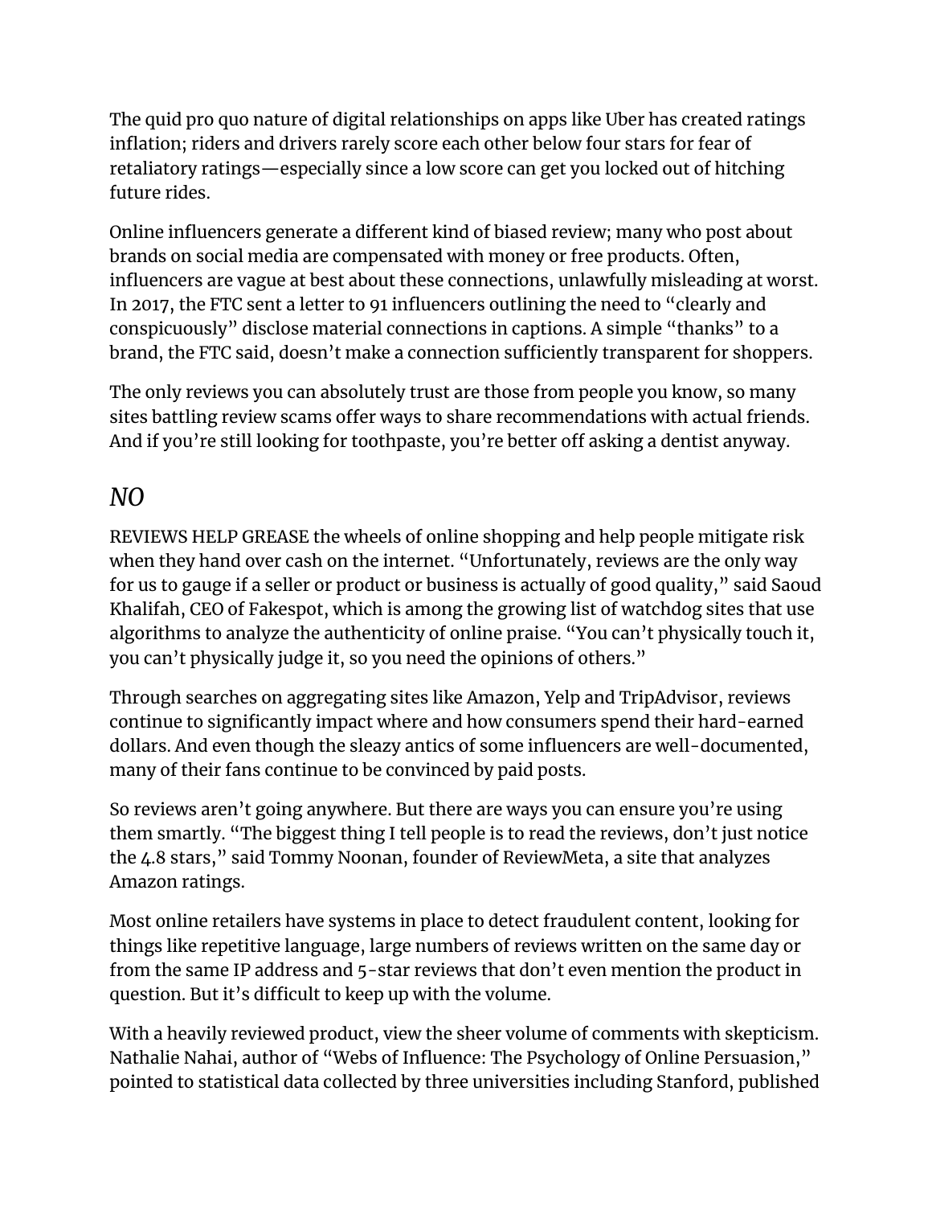The quid pro quo nature of digital relationships on apps like Uber has created ratings inflation; riders and drivers rarely score each other below four stars for fear of retaliatory ratings—especially since a low score can get you locked out of hitching future rides.

Online influencers generate a different kind of biased review; many who post about brands on social media are compensated with money or free products. Often, influencers are vague at best about these connections, unlawfully misleading at worst. In 2017, the FTC sent a letter to 91 influencers outlining the need to "clearly and conspicuously" disclose material connections in captions. A simple "thanks" to a brand, the FTC said, doesn't make a connection sufficiently transparent for shoppers.

The only reviews you can absolutely trust are those from people you know, so many sites battling review scams offer ways to share recommendations with actual friends. And if you're still looking for toothpaste, you're better off asking a dentist anyway.

## *NO*

REVIEWS HELP GREASE the wheels of online shopping and help people mitigate risk when they hand over cash on the internet. "Unfortunately, reviews are the only way for us to gauge if a seller or product or business is actually of good quality," said Saoud Khalifah, CEO of Fakespot, which is among the growing list of watchdog sites that use algorithms to analyze the authenticity of online praise. "You can't physically touch it, you can't physically judge it, so you need the opinions of others."

Through searches on aggregating sites like Amazon, Yelp and TripAdvisor, reviews continue to significantly impact where and how consumers spend their hard-earned dollars. And even though the sleazy antics of some influencers are well-documented, many of their fans continue to be convinced by paid posts.

So reviews aren't going anywhere. But there are ways you can ensure you're using them smartly. "The biggest thing I tell people is to read the reviews, don't just notice the 4.8 stars," said Tommy Noonan, founder of ReviewMeta, a site that analyzes Amazon ratings.

Most online retailers have systems in place to detect fraudulent content, looking for things like repetitive language, large numbers of reviews written on the same day or from the same IP address and 5-star reviews that don't even mention the product in question. But it's difficult to keep up with the volume.

With a heavily reviewed product, view the sheer volume of comments with skepticism. Nathalie Nahai, author of "Webs of Influence: The Psychology of Online Persuasion," pointed to statistical data collected by three universities including Stanford, published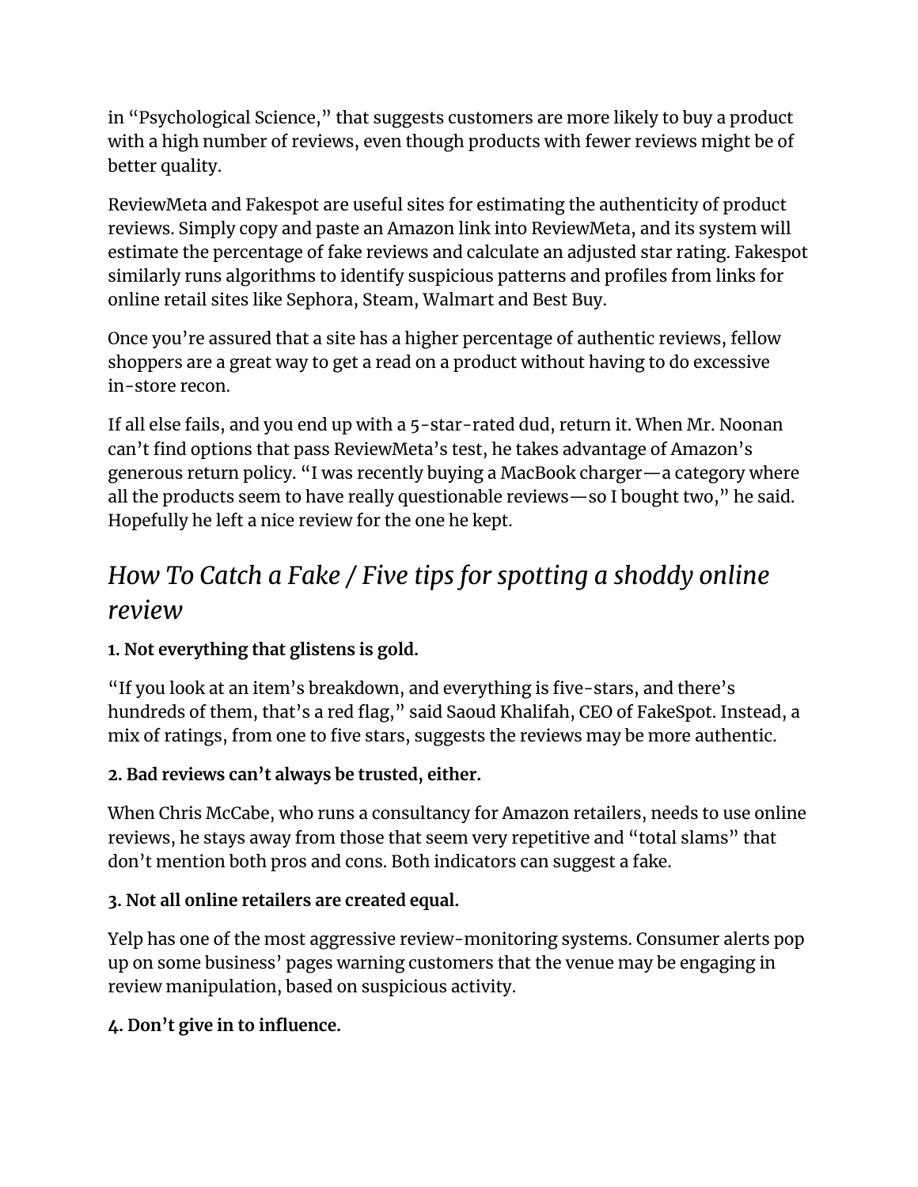in "Psychological Science," that suggests customers are more likely to buy a product with a high number of reviews, even though products with fewer reviews might be of better quality.

ReviewMeta and Fakespot are useful sites for estimating the authenticity of product reviews. Simply copy and paste an Amazon link into ReviewMeta, and its system will estimate the percentage of fake reviews and calculate an adjusted star rating. Fakespot similarly runs algorithms to identify suspicious patterns and profiles from links for online retail sites like Sephora, Steam, Walmart and Best Buy.

Once you're assured that a site has a higher percentage of authentic reviews, fellow shoppers are a great way to get a read on a product without having to do excessive in-store recon.

If all else fails, and you end up with a 5-star-rated dud, return it. When Mr. Noonan can't find options that pass ReviewMeta's test, he takes advantage of Amazon's generous return policy. "I was recently buying a MacBook charger—a category where all the products seem to have really questionable reviews—so I bought two," he said. Hopefully he left a nice review for the one he kept.

## *How To Catch a Fake / Five tips for spotting a shoddy online review*

**1. Not everything that glistens is gold.**

"If you look at an item's breakdown, and everything is five-stars, and there's hundreds of them, that's a red flag," said Saoud Khalifah, CEO of FakeSpot. Instead, a mix of ratings, from one to five stars, suggests the reviews may be more authentic.

**2. Bad reviews can't always be trusted, either.**

When Chris McCabe, who runs a consultancy for Amazon retailers, needs to use online reviews, he stays away from those that seem very repetitive and "total slams" that don't mention both pros and cons. Both indicators can suggest a fake.

**3. Not all online retailers are created equal.**

Yelp has one of the most aggressive review-monitoring systems. Consumer alerts pop up on some business' pages warning customers that the venue may be engaging in review manipulation, based on suspicious activity.

**4. Don't give in to influence.**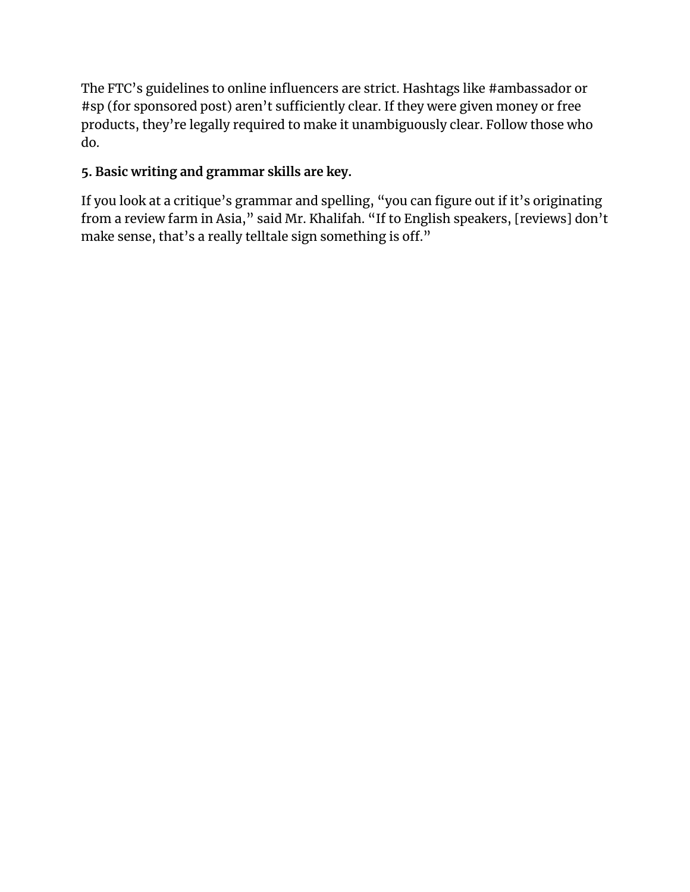The FTC's guidelines to online influencers are strict. Hashtags like #ambassador or #sp (for sponsored post) aren't sufficiently clear. If they were given money or free products, they're legally required to make it unambiguously clear. Follow those who do.

**5. Basic writing and grammar skills are key.**

If you look at a critique's grammar and spelling, "you can figure out if it's originating from a review farm in Asia," said Mr. Khalifah. "If to English speakers, [reviews] don't make sense, that's a really telltale sign something is off."